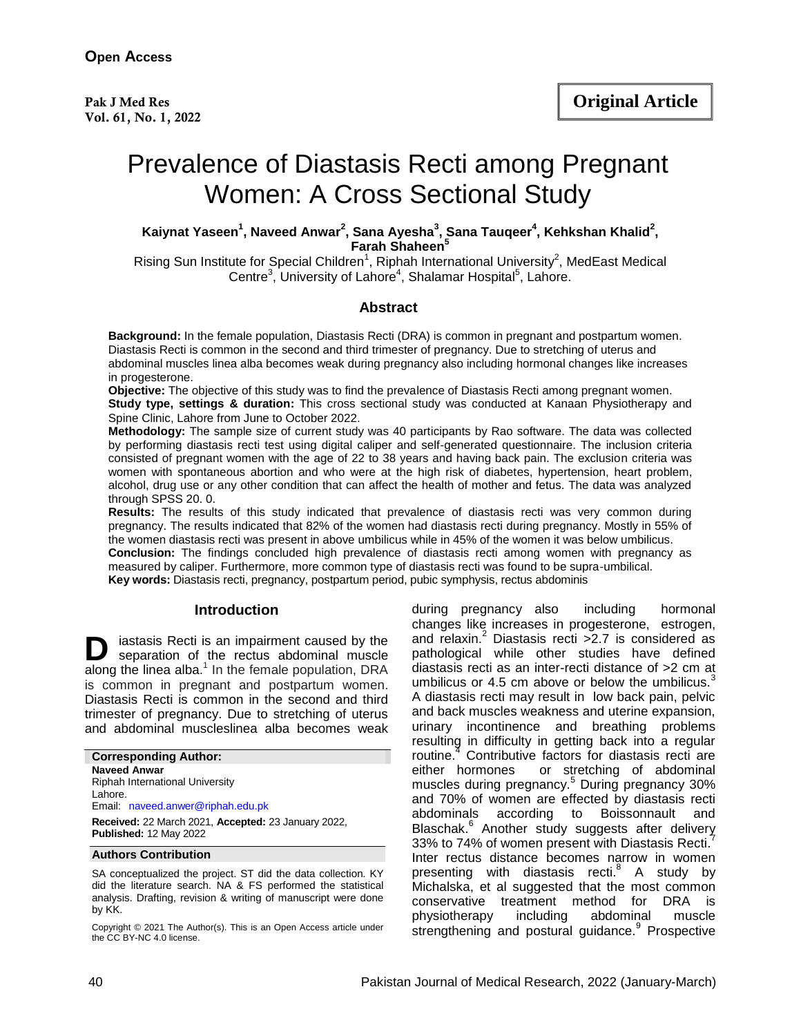**Open Access**

**Original Article**

# Prevalence of Diastasis Recti among Pregnant Women: A Cross Sectional Study

**Kaiynat Yaseen[1], Naveed Anwar[2], Sana Ayesha[3], Sana Tauqeer[4], Kehkshan Khalid[2], Farah Shaheen[5]**

Rising Sun Institute for Special Children[1], Riphah International University[2], MedEast Medical Centre[3], University of Lahore[4], Shalamar Hospital[5], Lahore.

## Abstract

**Background:** In the female population, Diastasis Recti (DRA) is common in pregnant and postpartum women. Diastasis Recti is common in the second and third trimester of pregnancy. Due to stretching of uterus and abdominal muscles linea alba becomes weak during pregnancy also including hormonal changes like increases in progesterone.

**Objective:** The objective of this study was to find the prevalence of Diastasis Recti among pregnant women.

**Study type, settings & duration:** This cross sectional study was conducted at Kanaan Physiotherapy and Spine Clinic, Lahore from June to October 2022.

**Methodology:** The sample size of current study was 40 participants by Rao software. The data was collected by performing diastasis recti test using digital caliper and self-generated questionnaire. The inclusion criteria consisted of pregnant women with the age of 22 to 38 years and having back pain. The exclusion criteria was women with spontaneous abortion and who were at the high risk of diabetes, hypertension, heart problem, alcohol, drug use or any other condition that can affect the health of mother and fetus. The data was analyzed through SPSS 20. 0.

**Results:** The results of this study indicated that prevalence of diastasis recti was very common during pregnancy. The results indicated that 82% of the women had diastasis recti during pregnancy. Mostly in 55% of the women diastasis recti was present in above umbilicus while in 45% of the women it was below umbilicus.

**Conclusion:** The findings concluded high prevalence of diastasis recti among women with pregnancy as measured by caliper. Furthermore, more common type of diastasis recti was found to be supra-umbilical.

**Key words:** Diastasis recti, pregnancy, postpartum period, pubic symphysis, rectus abdominis

## Introduction

Diastasis Recti is an impairment caused by the separation of the rectus abdominal muscle along the linea alba.[1] In the female population, DRA is common in pregnant and postpartum women. Diastasis Recti is common in the second and third trimester of pregnancy. Due to stretching of uterus and abdominal muscleslinea alba becomes weak during pregnancy also including hormonal changes like increases in progesterone, estrogen, and relaxin.[2] Diastasis recti >2.7 is considered as pathological while other studies have defined diastasis recti as an inter-recti distance of >2 cm at umbilicus or 4.5 cm above or below the umbilicus.[3] A diastasis recti may result in low back pain, pelvic and back muscles weakness and uterine expansion, urinary incontinence and breathing problems resulting in difficulty in getting back into a regular routine.[4] Contributive factors for diastasis recti are either hormones or stretching of abdominal muscles during pregnancy.[5] During pregnancy 30% and 70% of women are effected by diastasis recti abdominals according to Boissonnault and Blaschak.[6] Another study suggests after delivery 33% to 74% of women present with Diastasis Recti.[7] Inter rectus distance becomes narrow in women presenting with diastasis recti.[8] A study by Michalska, et al suggested that the most common conservative treatment method for DRA is physiotherapy including abdominal muscle strengthening and postural guidance.[9] Prospective

**Corresponding Author:**
**Naveed Anwar**
Riphah International University
Lahore.
Email: naveed.anwer@riphah.edu.pk

**Received:** 22 March 2021, **Accepted:** 23 January 2022, **Published:** 12 May 2022

**Authors Contribution**

SA conceptualized the project. ST did the data collection. KY did the literature search. NA & FS performed the statistical analysis. Drafting, revision & writing of manuscript were done by KK.

Copyright © 2021 The Author(s). This is an Open Access article under the CC BY-NC 4.0 license.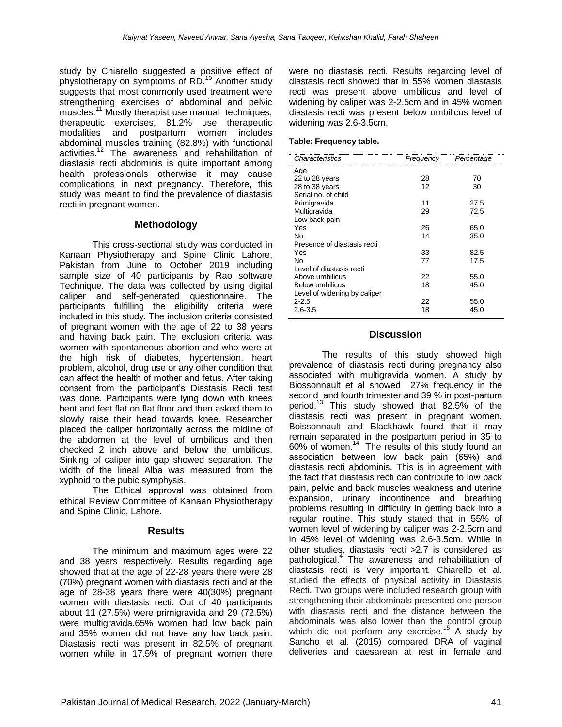study by Chiarello suggested a positive effect of physiotherapy on symptoms of RD.[10] Another study suggests that most commonly used treatment were strengthening exercises of abdominal and pelvic muscles.[11] Mostly therapist use manual techniques, therapeutic exercises, 81.2% use therapeutic modalities and postpartum women includes abdominal muscles training (82.8%) with functional activities.[12] The awareness and rehabilitation of diastasis recti abdominis is quite important among health professionals otherwise it may cause complications in next pregnancy. Therefore, this study was meant to find the prevalence of diastasis recti in pregnant women.

## Methodology

This cross-sectional study was conducted in Kanaan Physiotherapy and Spine Clinic Lahore, Pakistan from June to October 2019 including sample size of 40 participants by Rao software Technique. The data was collected by using digital caliper and self-generated questionnaire. The participants fulfilling the eligibility criteria were included in this study. The inclusion criteria consisted of pregnant women with the age of 22 to 38 years and having back pain. The exclusion criteria was women with spontaneous abortion and who were at the high risk of diabetes, hypertension, heart problem, alcohol, drug use or any other condition that can affect the health of mother and fetus. After taking consent from the participant's Diastasis Recti test was done. Participants were lying down with knees bent and feet flat on flat floor and then asked them to slowly raise their head towards knee. Researcher placed the caliper horizontally across the midline of the abdomen at the level of umbilicus and then checked 2 inch above and below the umbilicus. Sinking of caliper into gap showed separation. The width of the lineal Alba was measured from the xyphoid to the pubic symphysis.

The Ethical approval was obtained from ethical Review Committee of Kanaan Physiotherapy and Spine Clinic, Lahore.

## Results

The minimum and maximum ages were 22 and 38 years respectively. Results regarding age showed that at the age of 22-28 years there were 28 (70%) pregnant women with diastasis recti and at the age of 28-38 years there were 40(30%) pregnant women with diastasis recti. Out of 40 participants about 11 (27.5%) were primigravida and 29 (72.5%) were multigravida.65% women had low back pain and 35% women did not have any low back pain. Diastasis recti was present in 82.5% of pregnant women while in 17.5% of pregnant women there were no diastasis recti. Results regarding level of diastasis recti showed that in 55% women diastasis recti was present above umbilicus and level of widening by caliper was 2-2.5cm and in 45% women diastasis recti was present below umbilicus level of widening was 2.6-3.5cm.

**Table: Frequency table.**

| *Characteristics* | *Frequency* | *Percentage* |
|---|---|---|
| Age | | |
| 22 to 28 years | 28 | 70 |
| 28 to 38 years | 12 | 30 |
| Serial no. of child | | |
| Primigravida | 11 | 27.5 |
| Multigravida | 29 | 72.5 |
| Low back pain | | |
| Yes | 26 | 65.0 |
| No | 14 | 35.0 |
| Presence of diastasis recti | | |
| Yes | 33 | 82.5 |
| No | 77 | 17.5 |
| Level of diastasis recti | | |
| Above umbilicus | 22 | 55.0 |
| Below umbilicus | 18 | 45.0 |
| Level of widening by caliper | | |
| 2-2.5 | 22 | 55.0 |
| 2.6-3.5 | 18 | 45.0 |

## Discussion

The results of this study showed high prevalence of diastasis recti during pregnancy also associated with multigravida women. A study by Biossonnault et al showed 27% frequency in the second and fourth trimester and 39 % in post-partum period.[13] This study showed that 82.5% of the diastasis recti was present in pregnant women. Boissonnault and Blackhawk found that it may remain separated in the postpartum period in 35 to 60% of women.[14] The results of this study found an association between low back pain (65%) and diastasis recti abdominis. This is in agreement with the fact that diastasis recti can contribute to low back pain, pelvic and back muscles weakness and uterine expansion, urinary incontinence and breathing problems resulting in difficulty in getting back into a regular routine. This study stated that in 55% of women level of widening by caliper was 2-2.5cm and in 45% level of widening was 2.6-3.5cm. While in other studies, diastasis recti >2.7 is considered as pathological.[4] The awareness and rehabilitation of diastasis recti is very important. Chiarello et al. studied the effects of physical activity in Diastasis Recti. Two groups were included research group with strengthening their abdominals presented one person with diastasis recti and the distance between the abdominals was also lower than the control group which did not perform any exercise.[15] A study by Sancho et al. (2015) compared DRA of vaginal deliveries and caesarean at rest in female and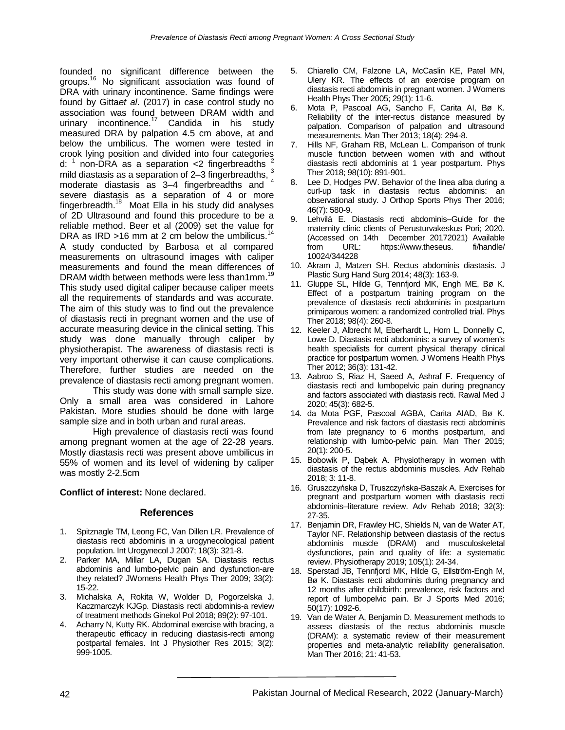founded no significant difference between the groups.[16] No significant association was found of DRA with urinary incontinence. Same findings were found by Gitta*et al*. (2017) in case control study no association was found between DRAM width and urinary incontinence.[17] Candida in his study measured DRA by palpation 4.5 cm above, at and below the umbilicus. The women were tested in crook lying position and divided into four categories d: [1] non-DRA as a separation <2 fingerbreadths [2] mild diastasis as a separation of 2–3 fingerbreadths, [3] moderate diastasis as 3–4 fingerbreadths and [4] severe diastasis as a separation of 4 or more fingerbreadth.[18] Moat Ella in his study did analyses of 2D Ultrasound and found this procedure to be a reliable method. Beer et al (2009) set the value for DRA as IRD >16 mm at 2 cm below the umbilicus.[14] A study conducted by Barbosa et al compared measurements on ultrasound images with caliper measurements and found the mean differences of DRAM width between methods were less than1mm.[19] This study used digital caliper because caliper meets all the requirements of standards and was accurate. The aim of this study was to find out the prevalence of diastasis recti in pregnant women and the use of accurate measuring device in the clinical setting. This study was done manually through caliper by physiotherapist. The awareness of diastasis recti is very important otherwise it can cause complications. Therefore, further studies are needed on the prevalence of diastasis recti among pregnant women.

This study was done with small sample size. Only a small area was considered in Lahore Pakistan. More studies should be done with large sample size and in both urban and rural areas.

High prevalence of diastasis recti was found among pregnant women at the age of 22-28 years. Mostly diastasis recti was present above umbilicus in 55% of women and its level of widening by caliper was mostly 2-2.5cm

**Conflict of interest:** None declared.

## References

1. Spitznagle TM, Leong FC, Van Dillen LR. Prevalence of diastasis recti abdominis in a urogynecological patient population. Int Urogynecol J 2007; 18(3): 321-8.
2. Parker MA, Millar LA, Dugan SA. Diastasis rectus abdominis and lumbo-pelvic pain and dysfunction-are they related? JWomens Health Phys Ther 2009; 33(2): 15-22.
3. Michalska A, Rokita W, Wolder D, Pogorzelska J, Kaczmarczyk KJGp. Diastasis recti abdominis-a review of treatment methods Ginekol Pol 2018; 89(2): 97-101.
4. Acharry N, Kutty RK. Abdominal exercise with bracing, a therapeutic efficacy in reducing diastasis-recti among postpartal females. Int J Physiother Res 2015; 3(2): 999-1005.
5. Chiarello CM, Falzone LA, McCaslin KE, Patel MN, Ulery KR. The effects of an exercise program on diastasis recti abdominis in pregnant women. J Womens Health Phys Ther 2005; 29(1): 11-6.
6. Mota P, Pascoal AG, Sancho F, Carita AI, Bø K. Reliability of the inter-rectus distance measured by palpation. Comparison of palpation and ultrasound measurements. Man Ther 2013; 18(4): 294-8.
7. Hills NF, Graham RB, McLean L. Comparison of trunk muscle function between women with and without diastasis recti abdominis at 1 year postpartum. Phys Ther 2018; 98(10): 891-901.
8. Lee D, Hodges PW. Behavior of the linea alba during a curl-up task in diastasis rectus abdominis: an observational study. J Orthop Sports Phys Ther 2016; 46(7): 580-9.
9. Lehvilä E. Diastasis recti abdominis–Guide for the maternity clinic clients of Perusturvakeskus Pori; 2020. (Accessed on 14th December 20172021) Available from URL: https://www.theseus. fi/handle/ 10024/344228
10. Akram J, Matzen SH. Rectus abdominis diastasis. J Plastic Surg Hand Surg 2014; 48(3): 163-9.
11. Gluppe SL, Hilde G, Tennfjord MK, Engh ME, Bø K. Effect of a postpartum training program on the prevalence of diastasis recti abdominis in postpartum primiparous women: a randomized controlled trial. Phys Ther 2018; 98(4): 260-8.
12. Keeler J, Albrecht M, Eberhardt L, Horn L, Donnelly C, Lowe D. Diastasis recti abdominis: a survey of women's health specialists for current physical therapy clinical practice for postpartum women. J Womens Health Phys Ther 2012; 36(3): 131-42.
13. Aabroo S, Riaz H, Saeed A, Ashraf F. Frequency of diastasis recti and lumbopelvic pain during pregnancy and factors associated with diastasis recti. Rawal Med J 2020; 45(3): 682-5.
14. da Mota PGF, Pascoal AGBA, Carita AIAD, Bø K. Prevalence and risk factors of diastasis recti abdominis from late pregnancy to 6 months postpartum, and relationship with lumbo-pelvic pain. Man Ther 2015; 20(1): 200-5.
15. Bobowik P, Dąbek A. Physiotherapy in women with diastasis of the rectus abdominis muscles. Adv Rehab 2018; 3: 11-8.
16. Gruszczyńska D, Truszczyńska-Baszak A. Exercises for pregnant and postpartum women with diastasis recti abdominis–literature review. Adv Rehab 2018; 32(3): 27-35.
17. Benjamin DR, Frawley HC, Shields N, van de Water AT, Taylor NF. Relationship between diastasis of the rectus abdominis muscle (DRAM) and musculoskeletal dysfunctions, pain and quality of life: a systematic review. Physiotherapy 2019; 105(1): 24-34.
18. Sperstad JB, Tennfjord MK, Hilde G, Ellström-Engh M, Bø K. Diastasis recti abdominis during pregnancy and 12 months after childbirth: prevalence, risk factors and report of lumbopelvic pain. Br J Sports Med 2016; 50(17): 1092-6.
19. Van de Water A, Benjamin D. Measurement methods to assess diastasis of the rectus abdominis muscle (DRAM): a systematic review of their measurement properties and meta-analytic reliability generalisation. Man Ther 2016; 21: 41-53.